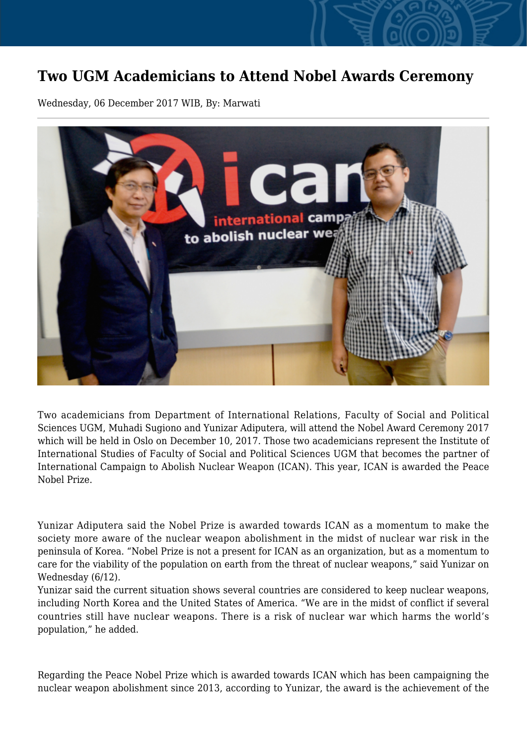# Two UGM Academicians to Attend Nobel Awards Ceremony

Wednesday, 06 December 2017 WIB, By: Marwati

Two academicians from Department of International Relations, Faculty of Social and Political Sciences UGM, Muhadi Sugiono and Yunizar Adiputera, will attend the Nobel Award Ceremony 2017 which will be held in Oslo on December 10, 2017. Those two academicians represent the Institute of International Studies of Faculty of Social and Political Sciences UGM that becomes the partner of International Campaign to Abolish Nuclear Weapon (ICAN). This year, ICAN is awarded the Peace Nobel Prize.

Yunizar Adiputera said the Nobel Prize is awarded towards ICAN as a momentum to make the society more aware of the nuclear weapon abolishment in the midst of nuclear war risk in the peninsula of Korea. "Nobel Prize is not a present for ICAN as an organization, but as a momentum to care for the viability of the population on earth from the threat of nuclear weapons," said Yunizar on Wednesday (6/12).

Yunizar said the current situation shows several countries are considered to keep nuclear weapons, including North Korea and the United States of America. "We are in the midst of conflict if several countries still have nuclear weapons. There is a risk of nuclear war which harms the world's population," he added.

Regarding the Peace Nobel Prize which is awarded towards ICAN which has been campaigning the nuclear weapon abolishment since 2013, according to Yunizar, the award is the achievement of the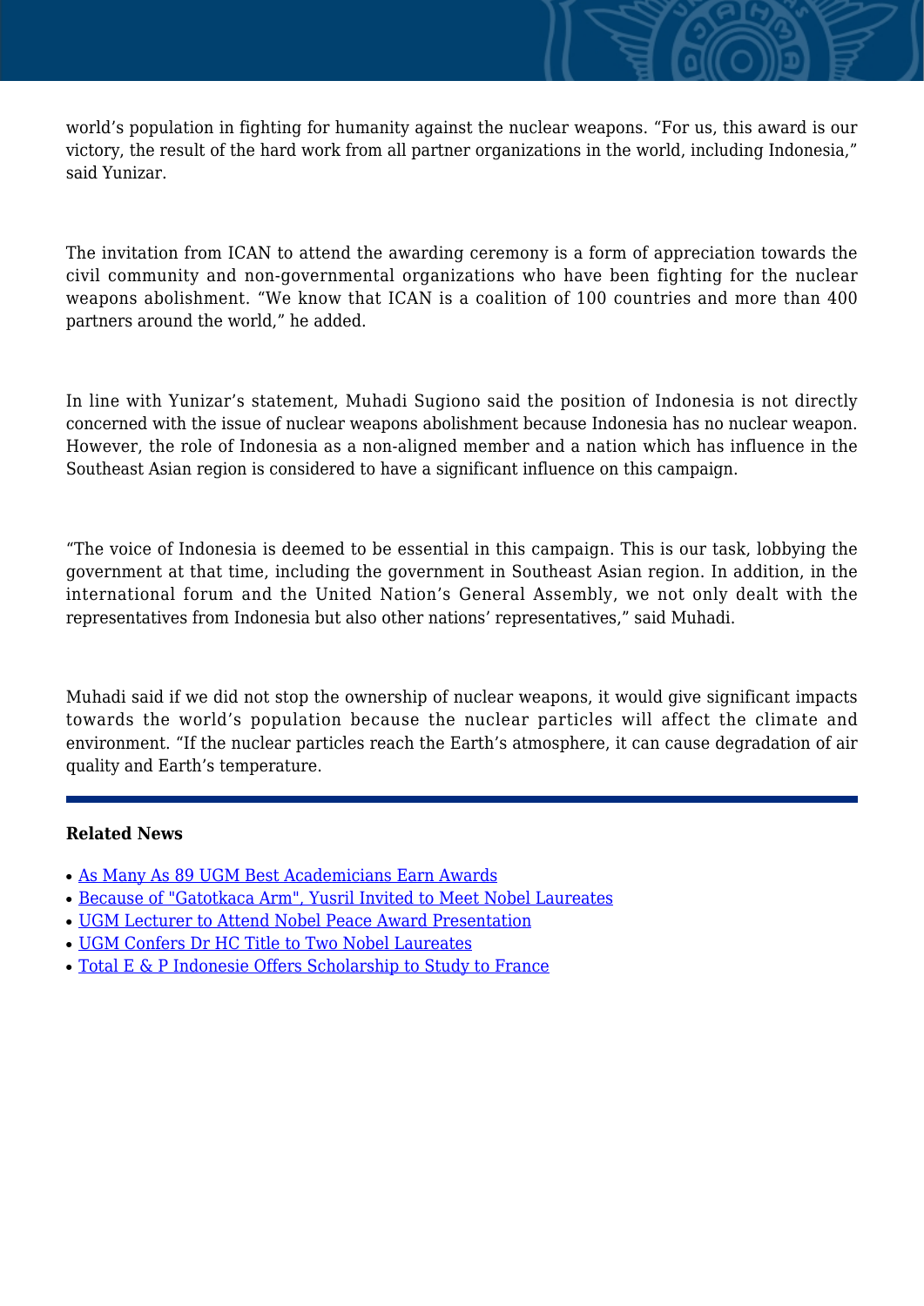world's population in fighting for humanity against the nuclear weapons. "For us, this award is our victory, the result of the hard work from all partner organizations in the world, including Indonesia," said Yunizar.

The invitation from ICAN to attend the awarding ceremony is a form of appreciation towards the civil community and non-governmental organizations who have been fighting for the nuclear weapons abolishment. "We know that ICAN is a coalition of 100 countries and more than 400 partners around the world," he added.

In line with Yunizar's statement, Muhadi Sugiono said the position of Indonesia is not directly concerned with the issue of nuclear weapons abolishment because Indonesia has no nuclear weapon. However, the role of Indonesia as a non-aligned member and a nation which has influence in the Southeast Asian region is considered to have a significant influence on this campaign.

"The voice of Indonesia is deemed to be essential in this campaign. This is our task, lobbying the government at that time, including the government in Southeast Asian region. In addition, in the international forum and the United Nation's General Assembly, we not only dealt with the representatives from Indonesia but also other nations' representatives," said Muhadi.

Muhadi said if we did not stop the ownership of nuclear weapons, it would give significant impacts towards the world's population because the nuclear particles will affect the climate and environment. "If the nuclear particles reach the Earth's atmosphere, it can cause degradation of air quality and Earth's temperature.

---

**Related News**

- As Many As 89 UGM Best Academicians Earn Awards
- Because of "Gatotkaca Arm", Yusril Invited to Meet Nobel Laureates
- UGM Lecturer to Attend Nobel Peace Award Presentation
- UGM Confers Dr HC Title to Two Nobel Laureates
- Total E & P Indonesie Offers Scholarship to Study to France